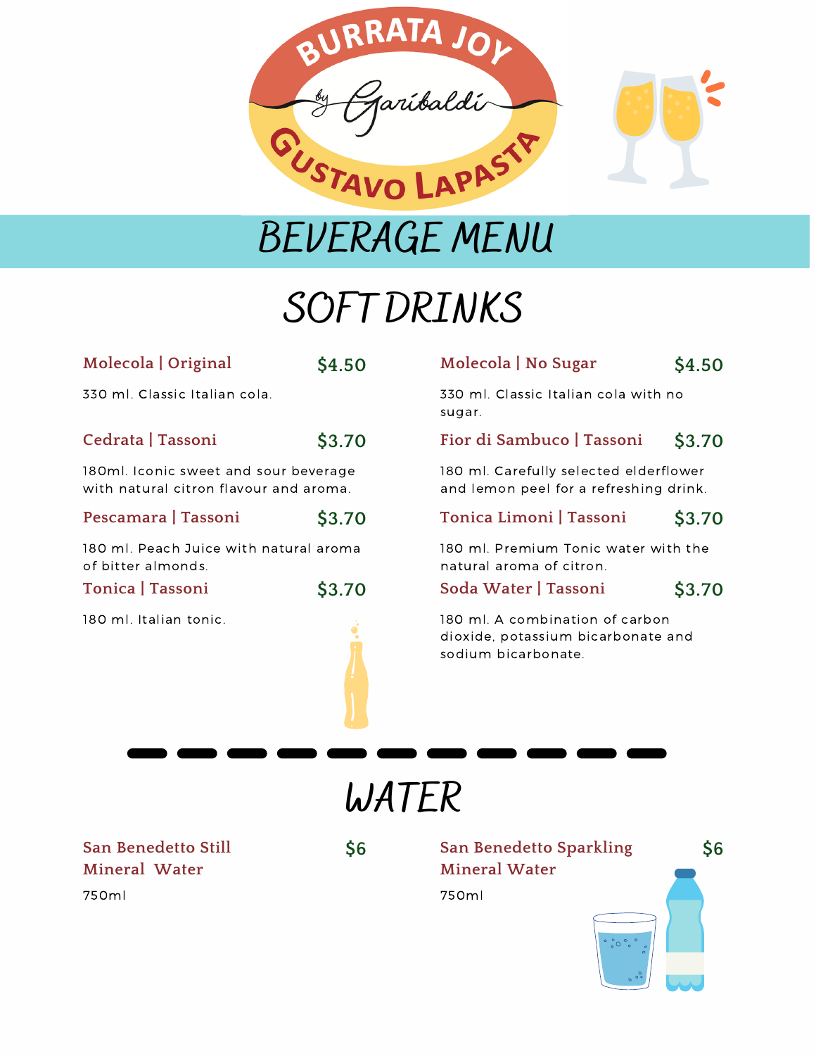BURRATA JOY by Garibaldi GUSTAVO LAPASTA

# BEVERAGE MENU

## SOFT DRINKS

**Molecola | Original** $4.50

330 ml. Classic Italian cola.

**Molecola | No Sugar** $4.50

330 ml. Classic Italian cola with no sugar.

**Cedrata | Tassoni** $3.70

180ml. Iconic sweet and sour beverage with natural citron flavour and aroma.

**Fior di Sambuco | Tassoni** $3.70

180 ml. Carefully selected elderflower and lemon peel for a refreshing drink.

**Pescamara | Tassoni** $3.70

180 ml. Peach Juice with natural aroma of bitter almonds.

**Tonica Limoni | Tassoni** $3.70

180 ml. Premium Tonic water with the natural aroma of citron.

**Tonica | Tassoni** $3.70

180 ml. Italian tonic.

**Soda Water | Tassoni** $3.70

180 ml. A combination of carbon dioxide, potassium bicarbonate and sodium bicarbonate.

## WATER

**San Benedetto Still Mineral Water** $6

750ml

**San Benedetto Sparkling Mineral Water** $6

750ml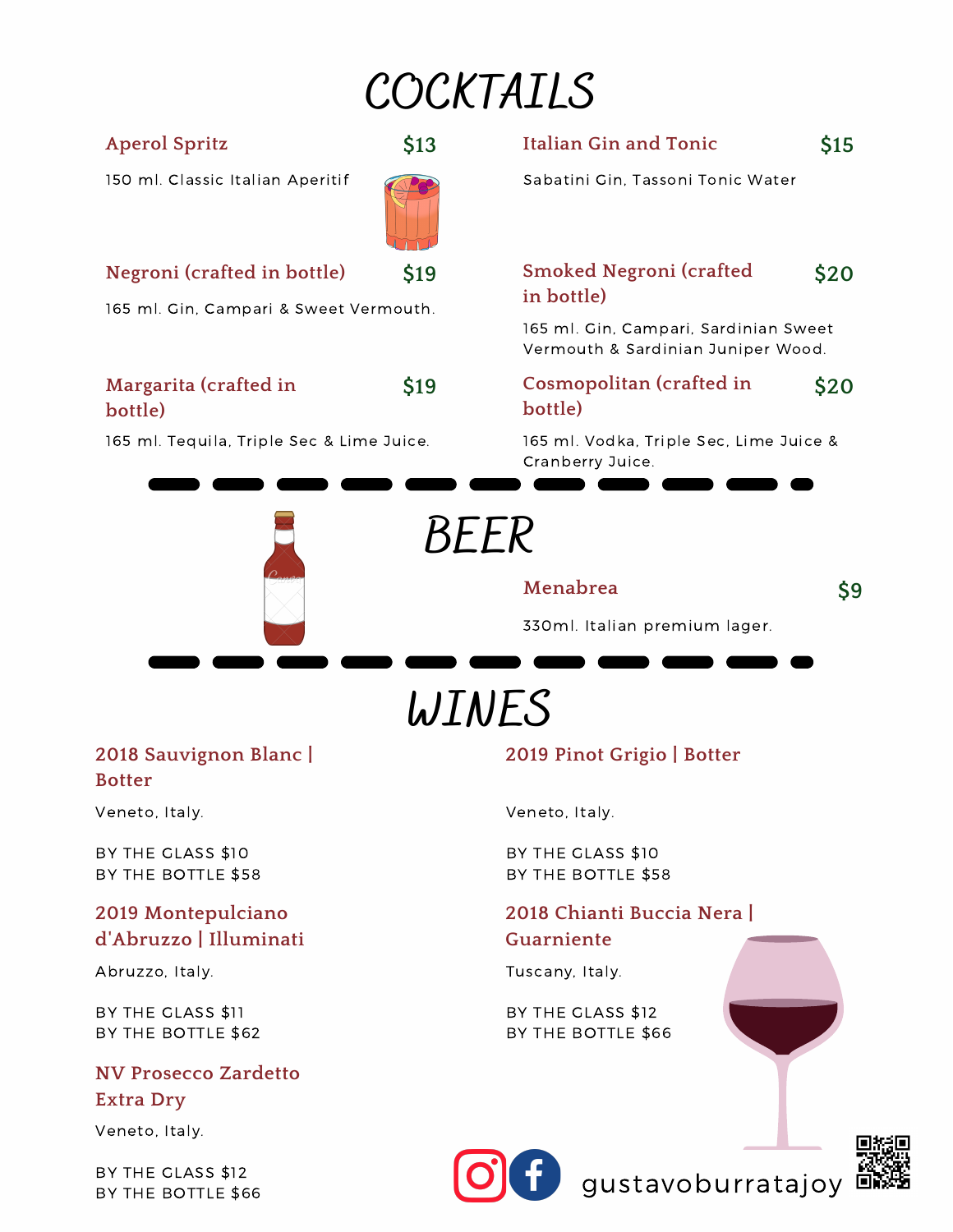# COCKTAILS

### Aperol Spritz — $13

150 ml. Classic Italian Aperitif

### Italian Gin and Tonic — $15

Sabatini Gin, Tassoni Tonic Water

### Negroni (crafted in bottle) — $19

165 ml. Gin, Campari & Sweet Vermouth.

### Smoked Negroni (crafted in bottle) — $20

165 ml. Gin, Campari, Sardinian Sweet Vermouth & Sardinian Juniper Wood.

### Margarita (crafted in bottle) — $19

165 ml. Tequila, Triple Sec & Lime Juice.

### Cosmopolitan (crafted in bottle) — $20

165 ml. Vodka, Triple Sec, Lime Juice & Cranberry Juice.

# BEER

### Menabrea — $9

330ml. Italian premium lager.

# WINES

### 2018 Sauvignon Blanc | Botter

Veneto, Italy.

BY THE GLASS $10
BY THE BOTTLE $58

### 2019 Pinot Grigio | Botter

Veneto, Italy.

BY THE GLASS $10
BY THE BOTTLE $58

### 2019 Montepulciano d'Abruzzo | Illuminati

Abruzzo, Italy.

BY THE GLASS $11
BY THE BOTTLE $62

### 2018 Chianti Buccia Nera | Guarniente

Tuscany, Italy.

BY THE GLASS $12
BY THE BOTTLE $66

### NV Prosecco Zardetto Extra Dry

Veneto, Italy.

BY THE GLASS $12
BY THE BOTTLE $66

gustavoburratajoy